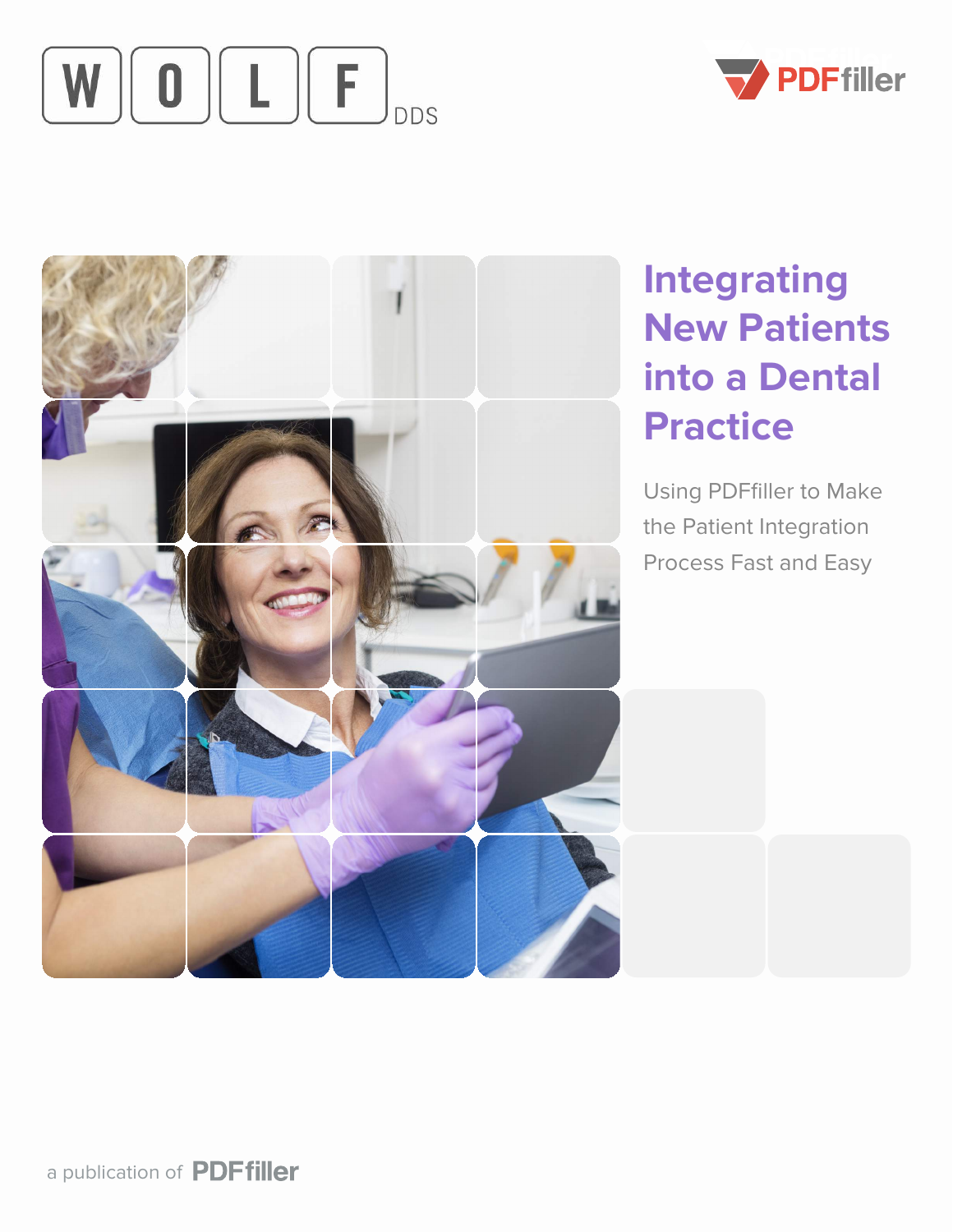WOLF DDS

PDFfiller

# Integrating New Patients into a Dental Practice

Using PDFfiller to Make the Patient Integration Process Fast and Easy

a publication of PDFfiller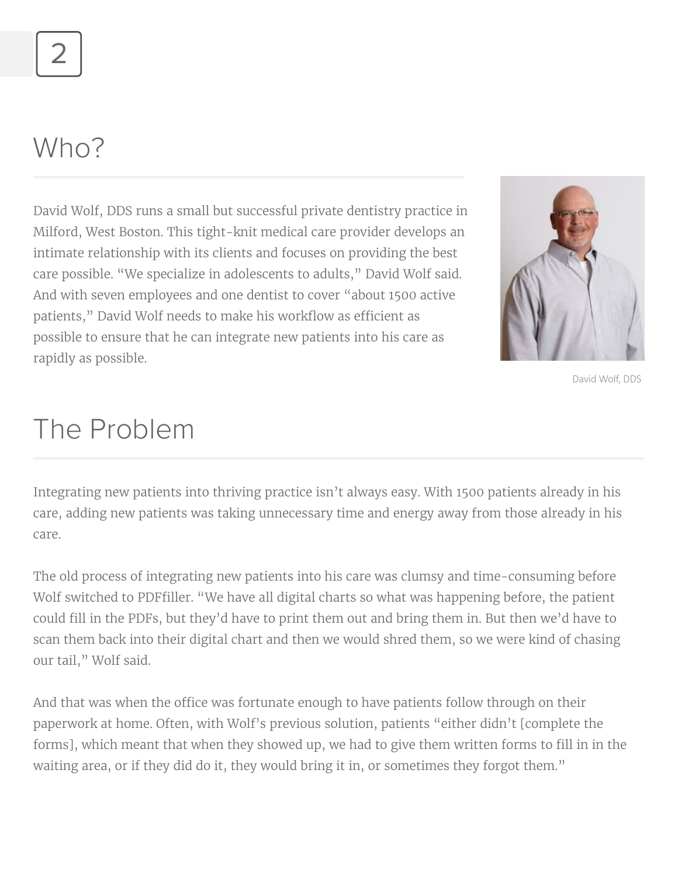## Who?

David Wolf, DDS runs a small but successful private dentistry practice in Milford, West Boston. This tight-knit medical care provider develops an intimate relationship with its clients and focuses on providing the best care possible. "We specialize in adolescents to adults," David Wolf said. And with seven employees and one dentist to cover "about 1500 active patients," David Wolf needs to make his workflow as efficient as possible to ensure that he can integrate new patients into his care as rapidly as possible.

David Wolf, DDS

## The Problem

Integrating new patients into thriving practice isn't always easy. With 1500 patients already in his care, adding new patients was taking unnecessary time and energy away from those already in his care.

The old process of integrating new patients into his care was clumsy and time-consuming before Wolf switched to PDFfiller. "We have all digital charts so what was happening before, the patient could fill in the PDFs, but they'd have to print them out and bring them in. But then we'd have to scan them back into their digital chart and then we would shred them, so we were kind of chasing our tail," Wolf said.

And that was when the office was fortunate enough to have patients follow through on their paperwork at home. Often, with Wolf's previous solution, patients "either didn't [complete the forms], which meant that when they showed up, we had to give them written forms to fill in in the waiting area, or if they did do it, they would bring it in, or sometimes they forgot them."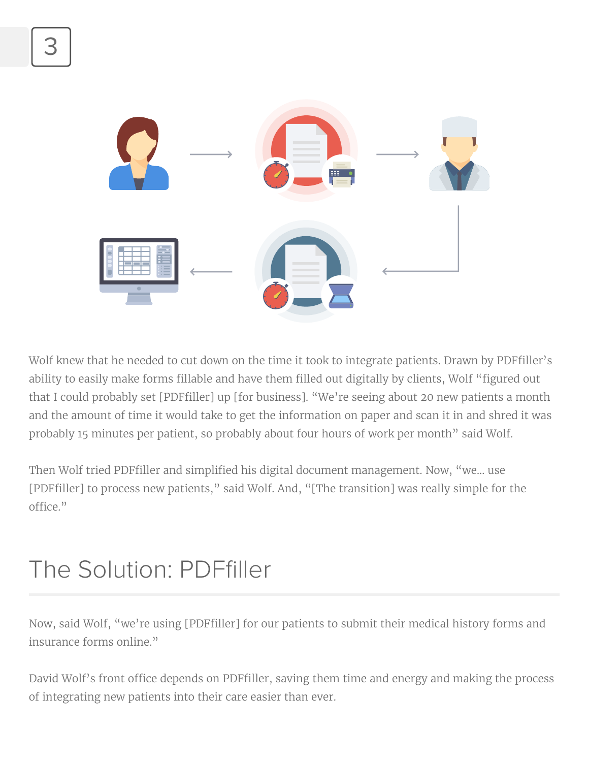Wolf knew that he needed to cut down on the time it took to integrate patients. Drawn by PDFfiller's ability to easily make forms fillable and have them filled out digitally by clients, Wolf "figured out that I could probably set [PDFfiller] up [for business]. "We're seeing about 20 new patients a month and the amount of time it would take to get the information on paper and scan it in and shred it was probably 15 minutes per patient, so probably about four hours of work per month" said Wolf.

Then Wolf tried PDFfiller and simplified his digital document management. Now, "we... use [PDFfiller] to process new patients," said Wolf. And, "[The transition] was really simple for the office."

## The Solution: PDFfiller

Now, said Wolf, "we're using [PDFfiller] for our patients to submit their medical history forms and insurance forms online."

David Wolf's front office depends on PDFfiller, saving them time and energy and making the process of integrating new patients into their care easier than ever.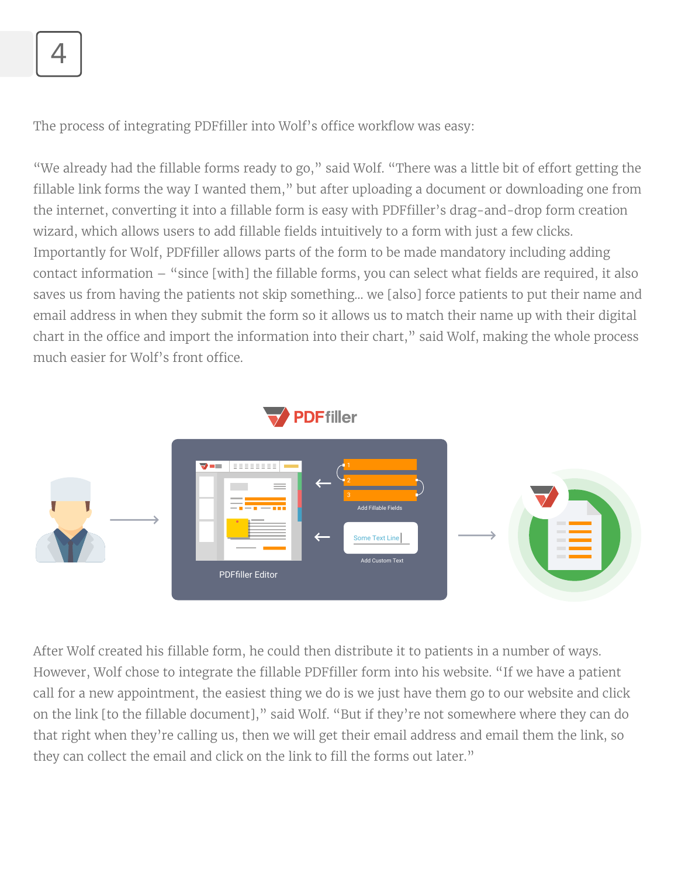The process of integrating PDFfiller into Wolf's office workflow was easy:

"We already had the fillable forms ready to go," said Wolf. "There was a little bit of effort getting the fillable link forms the way I wanted them," but after uploading a document or downloading one from the internet, converting it into a fillable form is easy with PDFfiller's drag-and-drop form creation wizard, which allows users to add fillable fields intuitively to a form with just a few clicks. Importantly for Wolf, PDFfiller allows parts of the form to be made mandatory including adding contact information – "since [with] the fillable forms, you can select what fields are required, it also saves us from having the patients not skip something... we [also] force patients to put their name and email address in when they submit the form so it allows us to match their name up with their digital chart in the office and import the information into their chart," said Wolf, making the whole process much easier for Wolf's front office.

After Wolf created his fillable form, he could then distribute it to patients in a number of ways. However, Wolf chose to integrate the fillable PDFfiller form into his website. "If we have a patient call for a new appointment, the easiest thing we do is we just have them go to our website and click on the link [to the fillable document]," said Wolf. "But if they're not somewhere where they can do that right when they're calling us, then we will get their email address and email them the link, so they can collect the email and click on the link to fill the forms out later."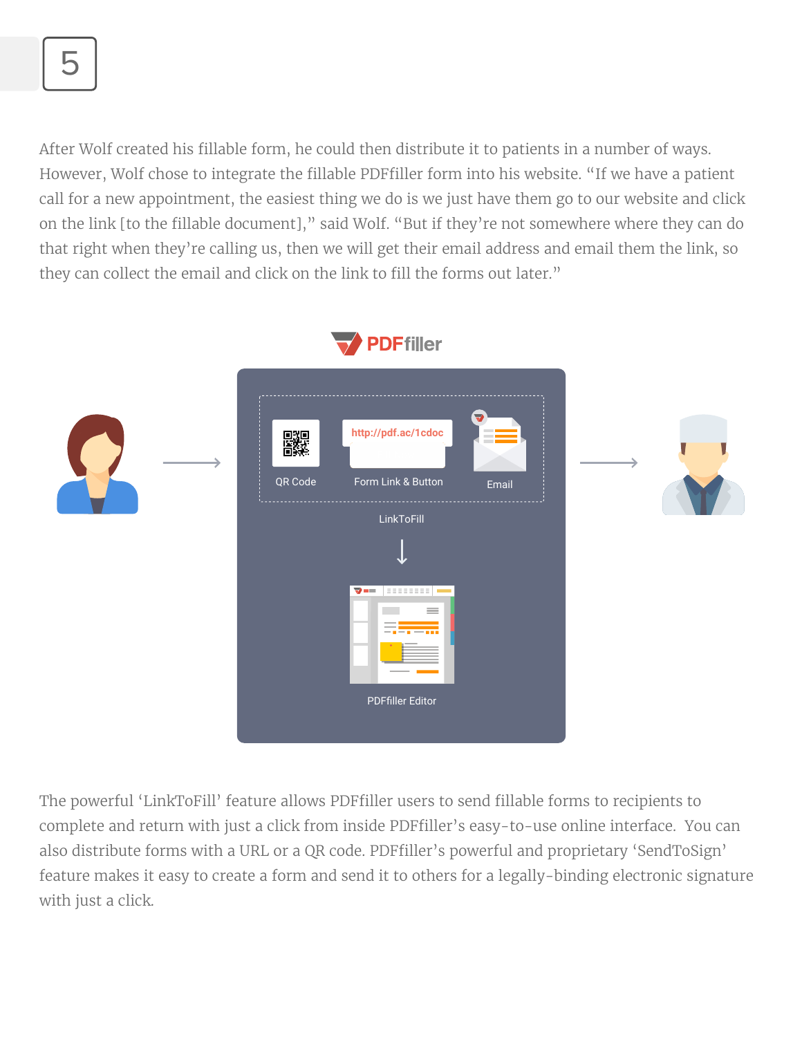After Wolf created his fillable form, he could then distribute it to patients in a number of ways. However, Wolf chose to integrate the fillable PDFfiller form into his website. "If we have a patient call for a new appointment, the easiest thing we do is we just have them go to our website and click on the link [to the fillable document]," said Wolf. "But if they're not somewhere where they can do that right when they're calling us, then we will get their email address and email them the link, so they can collect the email and click on the link to fill the forms out later."

The powerful 'LinkToFill' feature allows PDFfiller users to send fillable forms to recipients to complete and return with just a click from inside PDFfiller's easy-to-use online interface. You can also distribute forms with a URL or a QR code. PDFfiller's powerful and proprietary 'SendToSign' feature makes it easy to create a form and send it to others for a legally-binding electronic signature with just a click.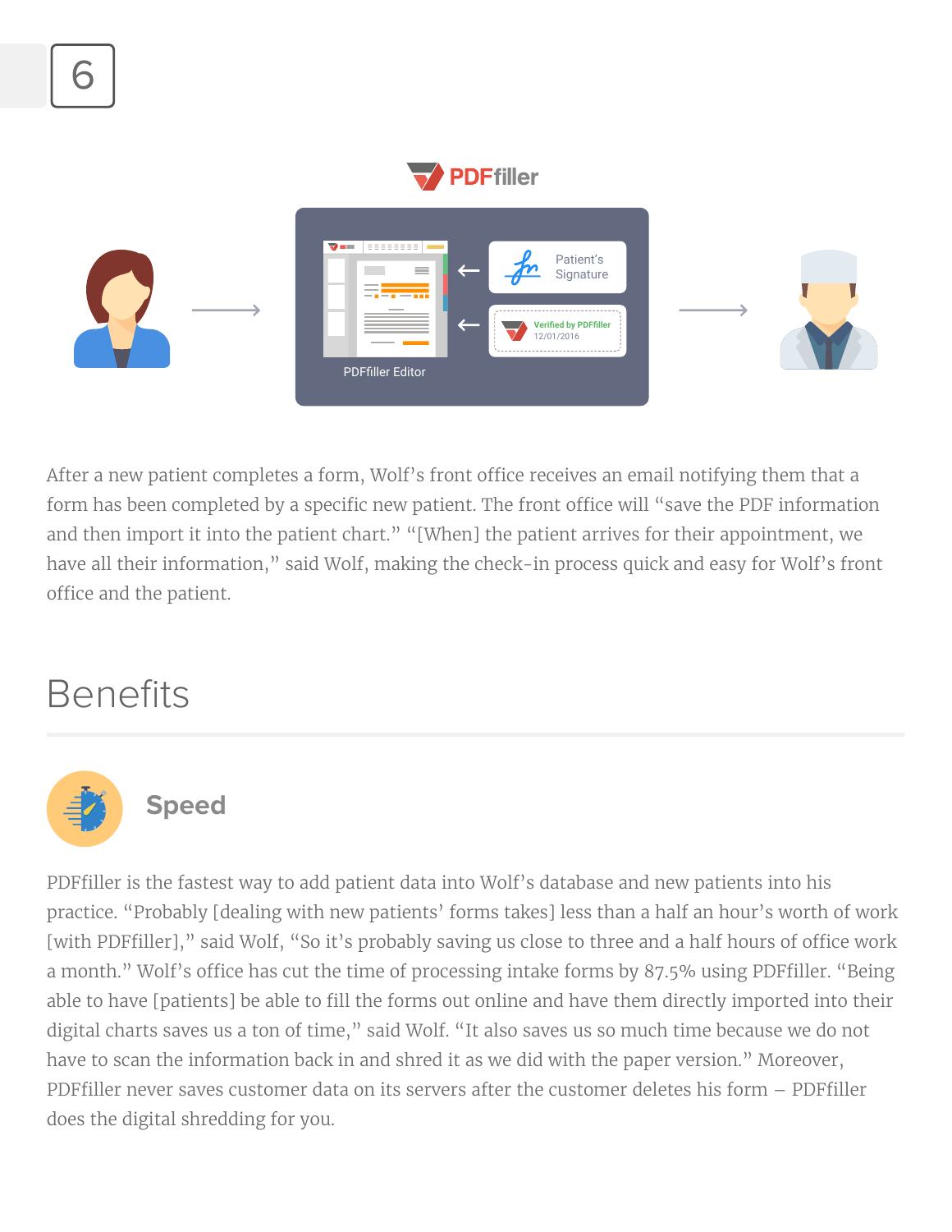After a new patient completes a form, Wolf's front office receives an email notifying them that a form has been completed by a specific new patient. The front office will "save the PDF information and then import it into the patient chart." "[When] the patient arrives for their appointment, we have all their information," said Wolf, making the check-in process quick and easy for Wolf's front office and the patient.

## Benefits

### Speed

PDFfiller is the fastest way to add patient data into Wolf's database and new patients into his practice. "Probably [dealing with new patients' forms takes] less than a half an hour's worth of work [with PDFfiller]," said Wolf, "So it's probably saving us close to three and a half hours of office work a month." Wolf's office has cut the time of processing intake forms by 87.5% using PDFfiller. "Being able to have [patients] be able to fill the forms out online and have them directly imported into their digital charts saves us a ton of time," said Wolf. "It also saves us so much time because we do not have to scan the information back in and shred it as we did with the paper version." Moreover, PDFfiller never saves customer data on its servers after the customer deletes his form – PDFfiller does the digital shredding for you.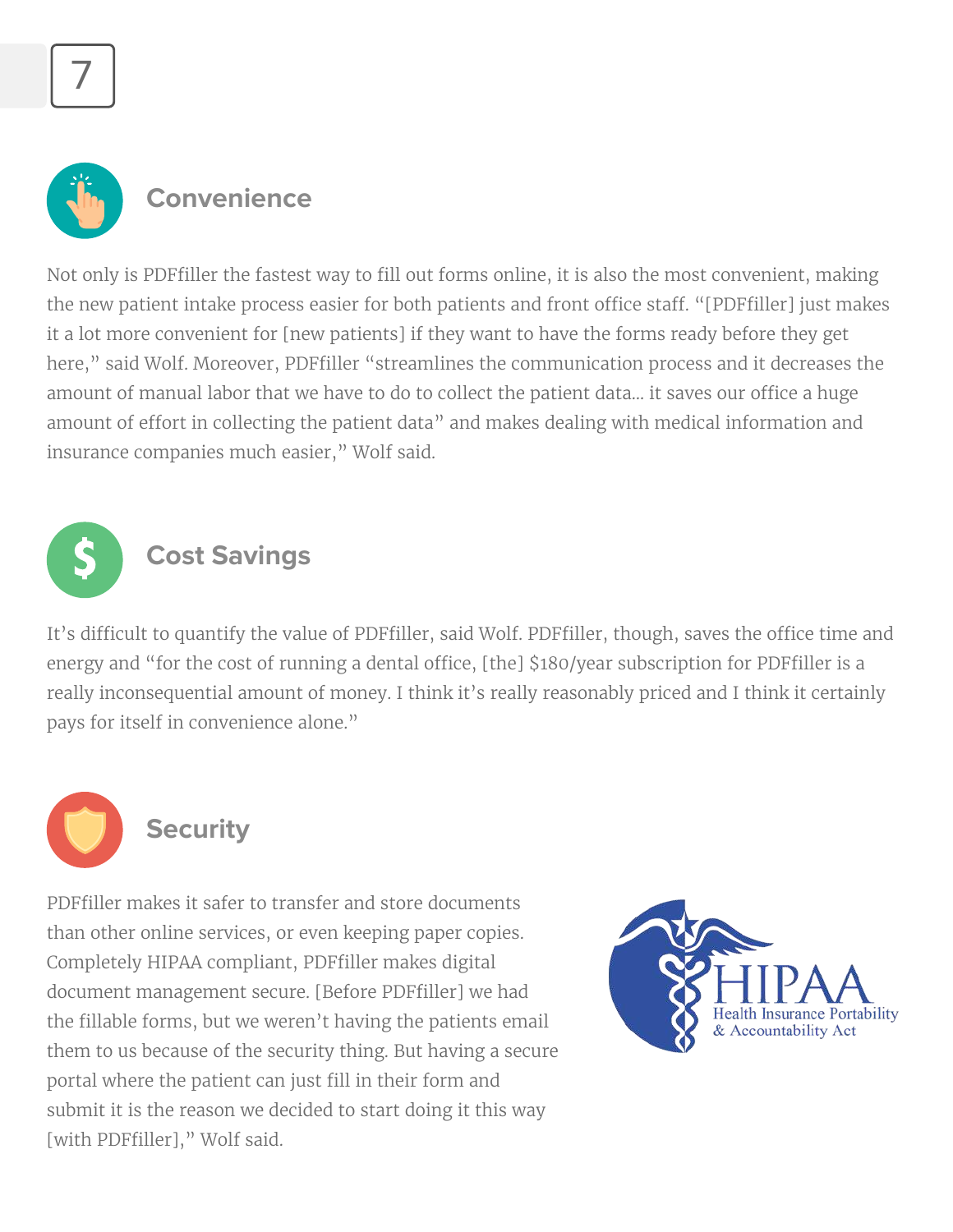## Convenience

Not only is PDFfiller the fastest way to fill out forms online, it is also the most convenient, making the new patient intake process easier for both patients and front office staff. "[PDFfiller] just makes it a lot more convenient for [new patients] if they want to have the forms ready before they get here," said Wolf. Moreover, PDFfiller "streamlines the communication process and it decreases the amount of manual labor that we have to do to collect the patient data... it saves our office a huge amount of effort in collecting the patient data" and makes dealing with medical information and insurance companies much easier," Wolf said.

## Cost Savings

It's difficult to quantify the value of PDFfiller, said Wolf. PDFfiller, though, saves the office time and energy and "for the cost of running a dental office, [the] $180/year subscription for PDFfiller is a really inconsequential amount of money. I think it's really reasonably priced and I think it certainly pays for itself in convenience alone."

## Security

PDFfiller makes it safer to transfer and store documents than other online services, or even keeping paper copies. Completely HIPAA compliant, PDFfiller makes digital document management secure. [Before PDFfiller] we had the fillable forms, but we weren't having the patients email them to us because of the security thing. But having a secure portal where the patient can just fill in their form and submit it is the reason we decided to start doing it this way [with PDFfiller]," Wolf said.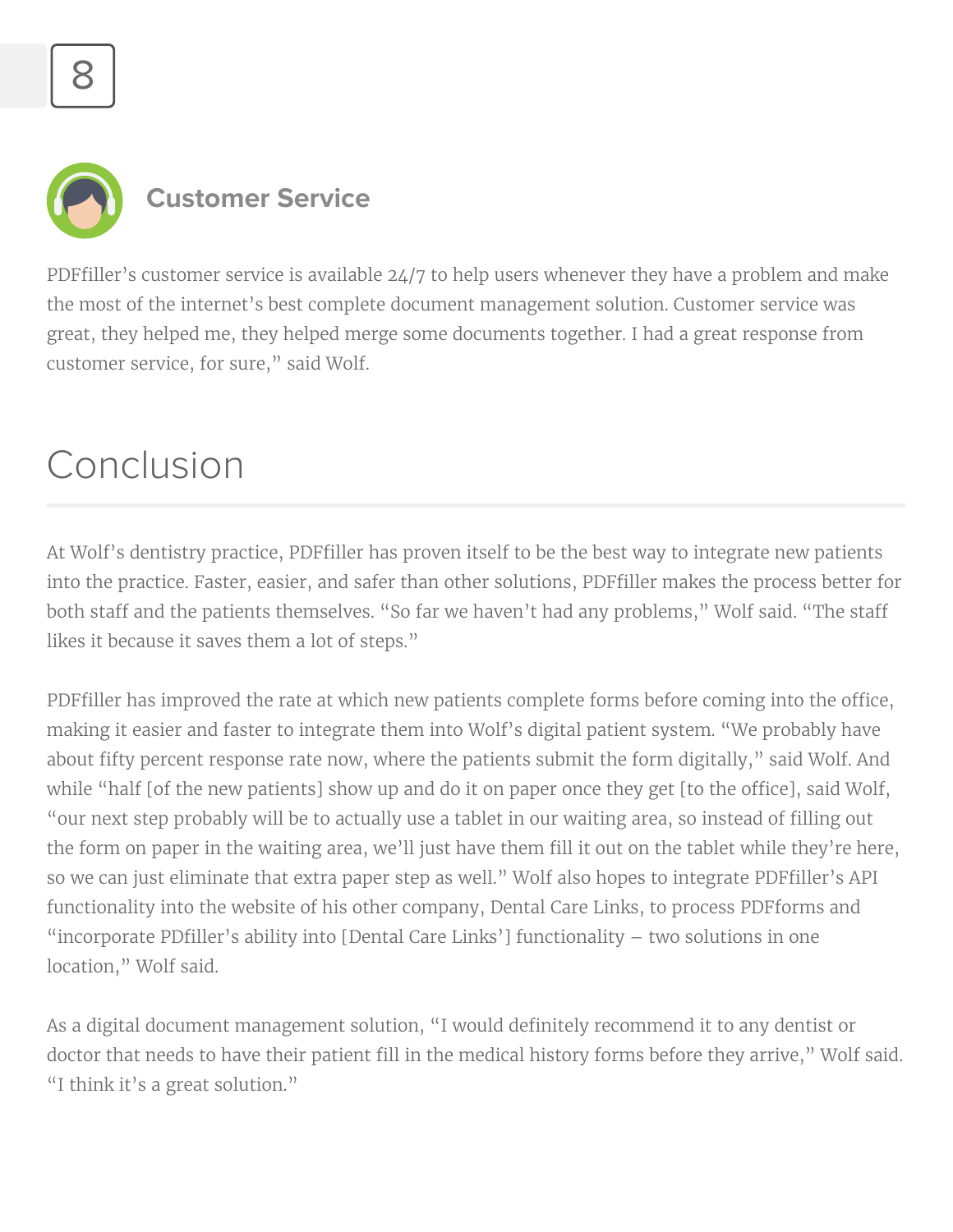### Customer Service

PDFfiller's customer service is available 24/7 to help users whenever they have a problem and make the most of the internet's best complete document management solution. Customer service was great, they helped me, they helped merge some documents together. I had a great response from customer service, for sure," said Wolf.

## Conclusion

At Wolf's dentistry practice, PDFfiller has proven itself to be the best way to integrate new patients into the practice. Faster, easier, and safer than other solutions, PDFfiller makes the process better for both staff and the patients themselves. "So far we haven't had any problems," Wolf said. "The staff likes it because it saves them a lot of steps."

PDFfiller has improved the rate at which new patients complete forms before coming into the office, making it easier and faster to integrate them into Wolf's digital patient system. "We probably have about fifty percent response rate now, where the patients submit the form digitally," said Wolf. And while "half [of the new patients] show up and do it on paper once they get [to the office], said Wolf, "our next step probably will be to actually use a tablet in our waiting area, so instead of filling out the form on paper in the waiting area, we'll just have them fill it out on the tablet while they're here, so we can just eliminate that extra paper step as well." Wolf also hopes to integrate PDFfiller's API functionality into the website of his other company, Dental Care Links, to process PDFforms and "incorporate PDfiller's ability into [Dental Care Links'] functionality – two solutions in one location," Wolf said.

As a digital document management solution, "I would definitely recommend it to any dentist or doctor that needs to have their patient fill in the medical history forms before they arrive," Wolf said. "I think it's a great solution."